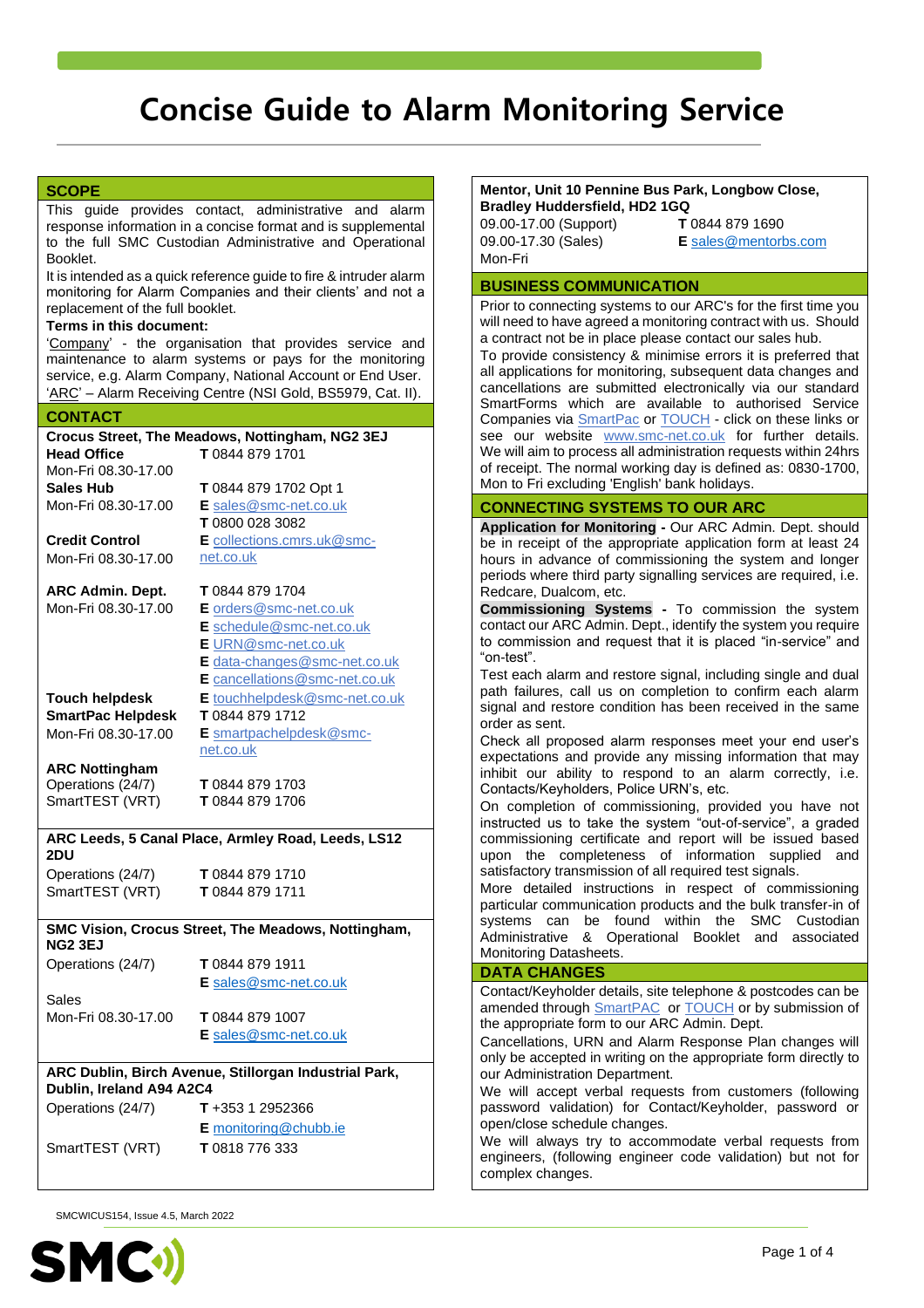# Concise Guide to Alarm Monitoring Service

## SCOPE

This guide provides contact, administrative and alarm response information in a concise format and is supplemental to the full SMC Custodian Administrative and Operational Booklet.

It is intended as a quick reference guide to fire & intruder alarm monitoring for Alarm Companies and their clients' and not a replacement of the full booklet.

**Terms in this document:**

'Company' - the organisation that provides service and maintenance to alarm systems or pays for the monitoring service, e.g. Alarm Company, National Account or End User.

'ARC' – Alarm Receiving Centre (NSI Gold, BS5979, Cat. II).

## CONTACT

**Crocus Street, The Meadows, Nottingham, NG2 3EJ**

| | |
|---|---|
| **Head Office** | **T** 0844 879 1701 |
| Mon-Fri 08.30-17.00 | |
| **Sales Hub** | **T** 0844 879 1702 Opt 1 |
| Mon-Fri 08.30-17.00 | **E** sales@smc-net.co.uk |
| | **T** 0800 028 3082 |
| **Credit Control** | **E** collections.cmrs.uk@smc-net.co.uk |
| Mon-Fri 08.30-17.00 | |
| **ARC Admin. Dept.** | **T** 0844 879 1704 |
| Mon-Fri 08.30-17.00 | **E** orders@smc-net.co.uk |
| | **E** schedule@smc-net.co.uk |
| | **E** URN@smc-net.co.uk |
| | **E** data-changes@smc-net.co.uk |
| | **E** cancellations@smc-net.co.uk |
| **Touch helpdesk** | **E** touchhelpdesk@smc-net.co.uk |
| **SmartPac Helpdesk** | **T** 0844 879 1712 |
| Mon-Fri 08.30-17.00 | **E** smartpachelpdesk@smc-net.co.uk |
| **ARC Nottingham** | |
| Operations (24/7) | **T** 0844 879 1703 |
| SmartTEST (VRT) | **T** 0844 879 1706 |

**ARC Leeds, 5 Canal Place, Armley Road, Leeds, LS12 2DU**

| | |
|---|---|
| Operations (24/7) | **T** 0844 879 1710 |
| SmartTEST (VRT) | **T** 0844 879 1711 |

**SMC Vision, Crocus Street, The Meadows, Nottingham, NG2 3EJ**

| | |
|---|---|
| Operations (24/7) | **T** 0844 879 1911 |
| | **E** sales@smc-net.co.uk |
| Sales | |
| Mon-Fri 08.30-17.00 | **T** 0844 879 1007 |
| | **E** sales@smc-net.co.uk |

**ARC Dublin, Birch Avenue, Stillorgan Industrial Park, Dublin, Ireland A94 A2C4**

| | |
|---|---|
| Operations (24/7) | **T** +353 1 2952366 |
| | **E** monitoring@chubb.ie |
| SmartTEST (VRT) | **T** 0818 776 333 |

**Mentor, Unit 10 Pennine Bus Park, Longbow Close, Bradley Huddersfield, HD2 1GQ**

| | |
|---|---|
| 09.00-17.00 (Support) | **T** 0844 879 1690 |
| 09.00-17.30 (Sales) | **E** sales@mentorbs.com |
| Mon-Fri | |

## BUSINESS COMMUNICATION

Prior to connecting systems to our ARC's for the first time you will need to have agreed a monitoring contract with us. Should a contract not be in place please contact our sales hub.

To provide consistency & minimise errors it is preferred that all applications for monitoring, subsequent data changes and cancellations are submitted electronically via our standard SmartForms which are available to authorised Service Companies via SmartPac or TOUCH - click on these links or see our website www.smc-net.co.uk for further details. We will aim to process all administration requests within 24hrs of receipt. The normal working day is defined as: 0830-1700, Mon to Fri excluding 'English' bank holidays.

## CONNECTING SYSTEMS TO OUR ARC

**Application for Monitoring -** Our ARC Admin. Dept. should be in receipt of the appropriate application form at least 24 hours in advance of commissioning the system and longer periods where third party signalling services are required, i.e. Redcare, Dualcom, etc.

**Commissioning Systems -** To commission the system contact our ARC Admin. Dept., identify the system you require to commission and request that it is placed "in-service" and "on-test".

Test each alarm and restore signal, including single and dual path failures, call us on completion to confirm each alarm signal and restore condition has been received in the same order as sent.

Check all proposed alarm responses meet your end user's expectations and provide any missing information that may inhibit our ability to respond to an alarm correctly, i.e. Contacts/Keyholders, Police URN's, etc.

On completion of commissioning, provided you have not instructed us to take the system "out-of-service", a graded commissioning certificate and report will be issued based upon the completeness of information supplied and satisfactory transmission of all required test signals.

More detailed instructions in respect of commissioning particular communication products and the bulk transfer-in of systems can be found within the SMC Custodian Administrative & Operational Booklet and associated Monitoring Datasheets.

## DATA CHANGES

Contact/Keyholder details, site telephone & postcodes can be amended through SmartPAC or TOUCH or by submission of the appropriate form to our ARC Admin. Dept.

Cancellations, URN and Alarm Response Plan changes will only be accepted in writing on the appropriate form directly to our Administration Department.

We will accept verbal requests from customers (following password validation) for Contact/Keyholder, password or open/close schedule changes.

We will always try to accommodate verbal requests from engineers, (following engineer code validation) but not for complex changes.

SMCWICUS154, Issue 4.5, March 2022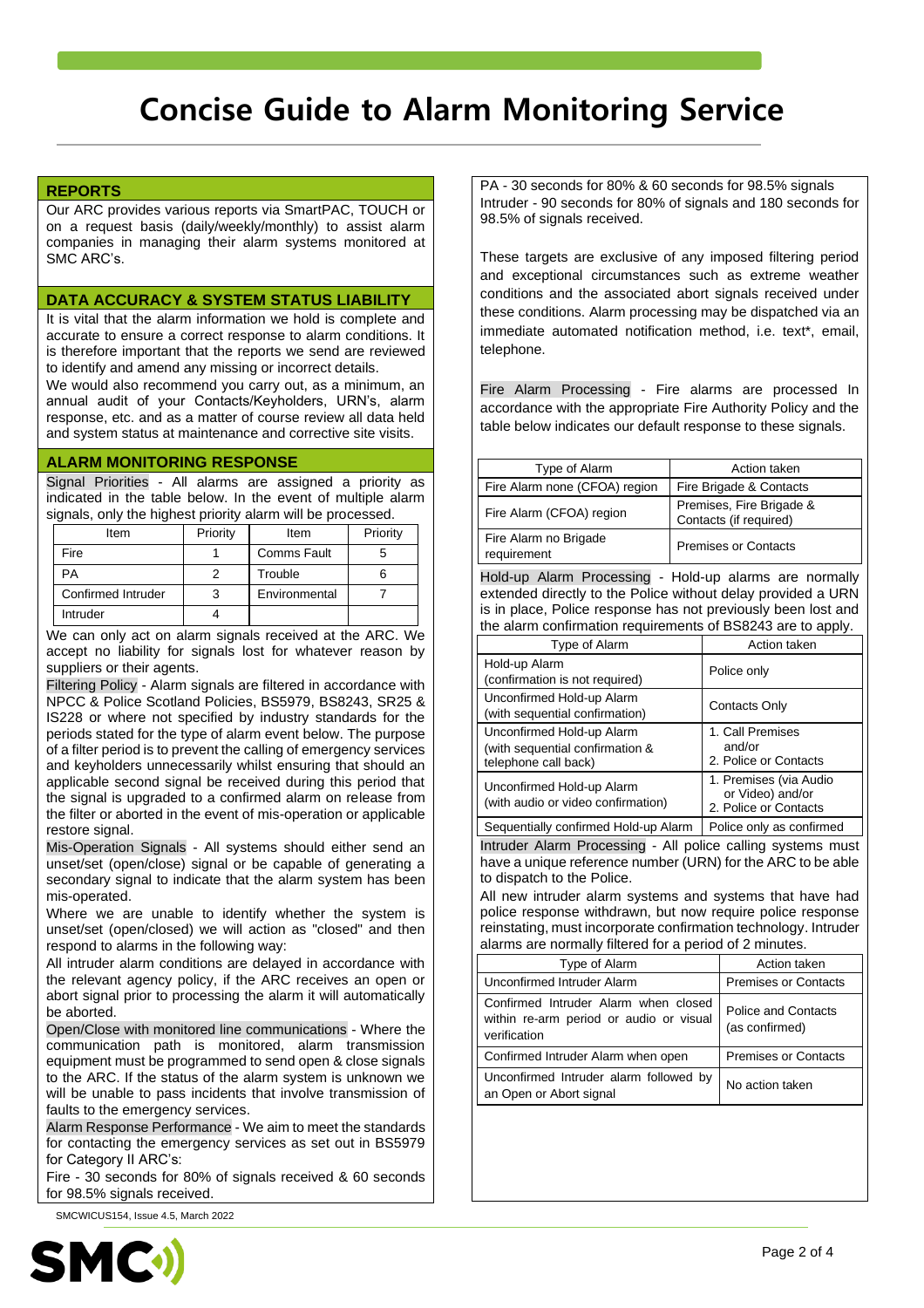# Concise Guide to Alarm Monitoring Service

## REPORTS

Our ARC provides various reports via SmartPAC, TOUCH or on a request basis (daily/weekly/monthly) to assist alarm companies in managing their alarm systems monitored at SMC ARC's.

## DATA ACCURACY & SYSTEM STATUS LIABILITY

It is vital that the alarm information we hold is complete and accurate to ensure a correct response to alarm conditions. It is therefore important that the reports we send are reviewed to identify and amend any missing or incorrect details.

We would also recommend you carry out, as a minimum, an annual audit of your Contacts/Keyholders, URN's, alarm response, etc. and as a matter of course review all data held and system status at maintenance and corrective site visits.

## ALARM MONITORING RESPONSE

Signal Priorities - All alarms are assigned a priority as indicated in the table below. In the event of multiple alarm signals, only the highest priority alarm will be processed.

| Item | Priority | Item | Priority |
|---|---|---|---|
| Fire | 1 | Comms Fault | 5 |
| PA | 2 | Trouble | 6 |
| Confirmed Intruder | 3 | Environmental | 7 |
| Intruder | 4 | | |

We can only act on alarm signals received at the ARC. We accept no liability for signals lost for whatever reason by suppliers or their agents.

Filtering Policy - Alarm signals are filtered in accordance with NPCC & Police Scotland Policies, BS5979, BS8243, SR25 & IS228 or where not specified by industry standards for the periods stated for the type of alarm event below. The purpose of a filter period is to prevent the calling of emergency services and keyholders unnecessarily whilst ensuring that should an applicable second signal be received during this period that the signal is upgraded to a confirmed alarm on release from the filter or aborted in the event of mis-operation or applicable restore signal.

Mis-Operation Signals - All systems should either send an unset/set (open/close) signal or be capable of generating a secondary signal to indicate that the alarm system has been mis-operated.

Where we are unable to identify whether the system is unset/set (open/closed) we will action as "closed" and then respond to alarms in the following way:

All intruder alarm conditions are delayed in accordance with the relevant agency policy, if the ARC receives an open or abort signal prior to processing the alarm it will automatically be aborted.

Open/Close with monitored line communications - Where the communication path is monitored, alarm transmission equipment must be programmed to send open & close signals to the ARC. If the status of the alarm system is unknown we will be unable to pass incidents that involve transmission of faults to the emergency services.

Alarm Response Performance - We aim to meet the standards for contacting the emergency services as set out in BS5979 for Category II ARC's:

Fire - 30 seconds for 80% of signals received & 60 seconds for 98.5% signals received.

PA - 30 seconds for 80% & 60 seconds for 98.5% signals

Intruder - 90 seconds for 80% of signals and 180 seconds for 98.5% of signals received.

These targets are exclusive of any imposed filtering period and exceptional circumstances such as extreme weather conditions and the associated abort signals received under these conditions. Alarm processing may be dispatched via an immediate automated notification method, i.e. text*, email, telephone.

Fire Alarm Processing - Fire alarms are processed In accordance with the appropriate Fire Authority Policy and the table below indicates our default response to these signals.

| Type of Alarm | Action taken |
|---|---|
| Fire Alarm none (CFOA) region | Fire Brigade & Contacts |
| Fire Alarm (CFOA) region | Premises, Fire Brigade & Contacts (if required) |
| Fire Alarm no Brigade requirement | Premises or Contacts |

Hold-up Alarm Processing - Hold-up alarms are normally extended directly to the Police without delay provided a URN is in place, Police response has not previously been lost and the alarm confirmation requirements of BS8243 are to apply.

| Type of Alarm | Action taken |
|---|---|
| Hold-up Alarm (confirmation is not required) | Police only |
| Unconfirmed Hold-up Alarm (with sequential confirmation) | Contacts Only |
| Unconfirmed Hold-up Alarm (with sequential confirmation & telephone call back) | 1. Call Premises and/or 2. Police or Contacts |
| Unconfirmed Hold-up Alarm (with audio or video confirmation) | 1. Premises (via Audio or Video) and/or 2. Police or Contacts |
| Sequentially confirmed Hold-up Alarm | Police only as confirmed |

Intruder Alarm Processing - All police calling systems must have a unique reference number (URN) for the ARC to be able to dispatch to the Police.

All new intruder alarm systems and systems that have had police response withdrawn, but now require police response reinstating, must incorporate confirmation technology. Intruder alarms are normally filtered for a period of 2 minutes.

| Type of Alarm | Action taken |
|---|---|
| Unconfirmed Intruder Alarm | Premises or Contacts |
| Confirmed Intruder Alarm when closed within re-arm period or audio or visual verification | Police and Contacts (as confirmed) |
| Confirmed Intruder Alarm when open | Premises or Contacts |
| Unconfirmed Intruder alarm followed by an Open or Abort signal | No action taken |

SMCWICUS154, Issue 4.5, March 2022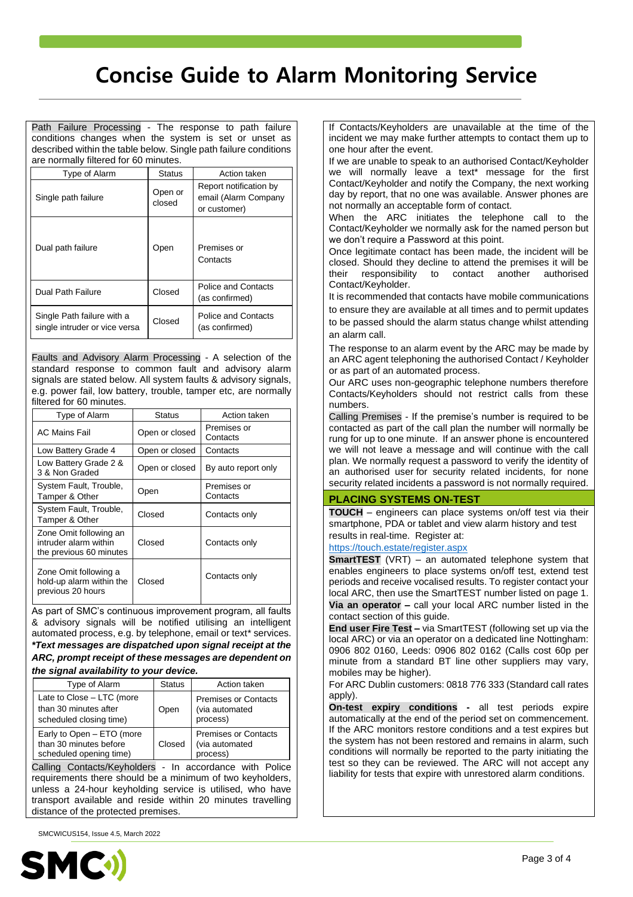# Concise Guide to Alarm Monitoring Service

Path Failure Processing - The response to path failure conditions changes when the system is set or unset as described within the table below. Single path failure conditions are normally filtered for 60 minutes.

| Type of Alarm | Status | Action taken |
|---|---|---|
| Single path failure | Open or closed | Report notification by email (Alarm Company or customer) |
| Dual path failure | Open | Premises or Contacts |
| Dual Path Failure | Closed | Police and Contacts (as confirmed) |
| Single Path failure with a single intruder or vice versa | Closed | Police and Contacts (as confirmed) |

Faults and Advisory Alarm Processing - A selection of the standard response to common fault and advisory alarm signals are stated below. All system faults & advisory signals, e.g. power fail, low battery, trouble, tamper etc, are normally filtered for 60 minutes.

| Type of Alarm | Status | Action taken |
|---|---|---|
| AC Mains Fail | Open or closed | Premises or Contacts |
| Low Battery Grade 4 | Open or closed | Contacts |
| Low Battery Grade 2 & 3 & Non Graded | Open or closed | By auto report only |
| System Fault, Trouble, Tamper & Other | Open | Premises or Contacts |
| System Fault, Trouble, Tamper & Other | Closed | Contacts only |
| Zone Omit following an intruder alarm within the previous 60 minutes | Closed | Contacts only |
| Zone Omit following a hold-up alarm within the previous 20 hours | Closed | Contacts only |

As part of SMC's continuous improvement program, all faults & advisory signals will be notified utilising an intelligent automated process, e.g. by telephone, email or text* services. ***Text messages are dispatched upon signal receipt at the ARC, prompt receipt of these messages are dependent on the signal availability to your device.***

| Type of Alarm | Status | Action taken |
|---|---|---|
| Late to Close – LTC (more than 30 minutes after scheduled closing time) | Open | Premises or Contacts (via automated process) |
| Early to Open – ETO (more than 30 minutes before scheduled opening time) | Closed | Premises or Contacts (via automated process) |

Calling Contacts/Keyholders - In accordance with Police requirements there should be a minimum of two keyholders, unless a 24-hour keyholding service is utilised, who have transport available and reside within 20 minutes travelling distance of the protected premises.

If Contacts/Keyholders are unavailable at the time of the incident we may make further attempts to contact them up to one hour after the event.

If we are unable to speak to an authorised Contact/Keyholder we will normally leave a text* message for the first Contact/Keyholder and notify the Company, the next working day by report, that no one was available. Answer phones are not normally an acceptable form of contact.

When the ARC initiates the telephone call to the Contact/Keyholder we normally ask for the named person but we don't require a Password at this point.

Once legitimate contact has been made, the incident will be closed. Should they decline to attend the premises it will be their responsibility to contact another authorised Contact/Keyholder.

It is recommended that contacts have mobile communications to ensure they are available at all times and to permit updates to be passed should the alarm status change whilst attending an alarm call.

The response to an alarm event by the ARC may be made by an ARC agent telephoning the authorised Contact / Keyholder or as part of an automated process.

Our ARC uses non-geographic telephone numbers therefore Contacts/Keyholders should not restrict calls from these numbers.

Calling Premises - If the premise's number is required to be contacted as part of the call plan the number will normally be rung for up to one minute. If an answer phone is encountered we will not leave a message and will continue with the call plan. We normally request a password to verify the identity of an authorised user for security related incidents, for none security related incidents a password is not normally required.

## PLACING SYSTEMS ON-TEST

**TOUCH** – engineers can place systems on/off test via their smartphone, PDA or tablet and view alarm history and test results in real-time. Register at:
https://touch.estate/register.aspx

**SmartTEST** (VRT) – an automated telephone system that enables engineers to place systems on/off test, extend test periods and receive vocalised results. To register contact your local ARC, then use the SmartTEST number listed on page 1.

**Via an operator –** call your local ARC number listed in the contact section of this guide.

**End user Fire Test –** via SmartTEST (following set up via the local ARC) or via an operator on a dedicated line Nottingham: 0906 802 0160, Leeds: 0906 802 0162 (Calls cost 60p per minute from a standard BT line other suppliers may vary, mobiles may be higher).

For ARC Dublin customers: 0818 776 333 (Standard call rates apply).

**On-test expiry conditions -** all test periods expire automatically at the end of the period set on commencement. If the ARC monitors restore conditions and a test expires but the system has not been restored and remains in alarm, such conditions will normally be reported to the party initiating the test so they can be reviewed. The ARC will not accept any liability for tests that expire with unrestored alarm conditions.

SMCWICUS154, Issue 4.5, March 2022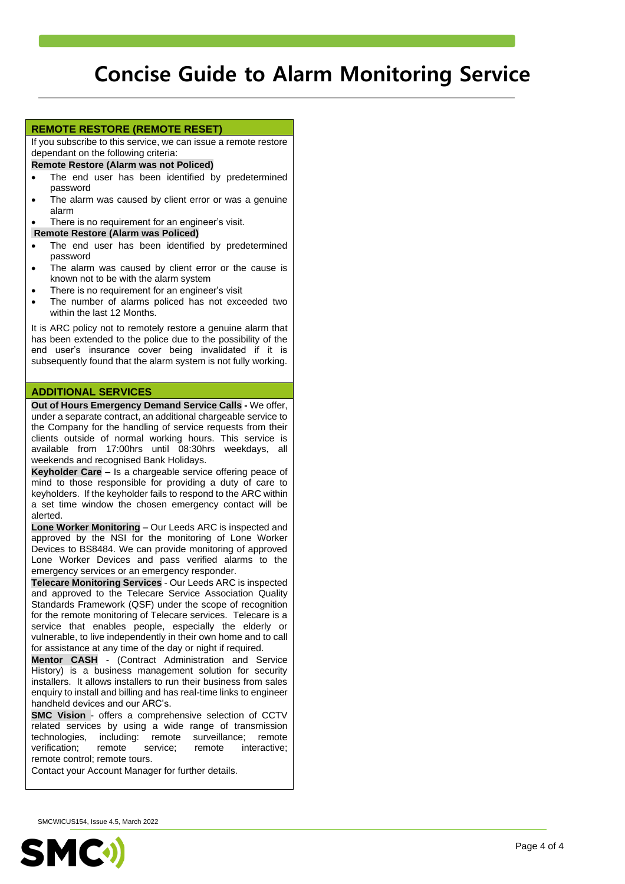# Concise Guide to Alarm Monitoring Service

## REMOTE RESTORE (REMOTE RESET)

If you subscribe to this service, we can issue a remote restore dependant on the following criteria:

**Remote Restore (Alarm was not Policed)**

- The end user has been identified by predetermined password
- The alarm was caused by client error or was a genuine alarm
- There is no requirement for an engineer's visit.

**Remote Restore (Alarm was Policed)**

- The end user has been identified by predetermined password
- The alarm was caused by client error or the cause is known not to be with the alarm system
- There is no requirement for an engineer's visit
- The number of alarms policed has not exceeded two within the last 12 Months.

It is ARC policy not to remotely restore a genuine alarm that has been extended to the police due to the possibility of the end user's insurance cover being invalidated if it is subsequently found that the alarm system is not fully working.

## ADDITIONAL SERVICES

**Out of Hours Emergency Demand Service Calls -** We offer, under a separate contract, an additional chargeable service to the Company for the handling of service requests from their clients outside of normal working hours. This service is available from 17:00hrs until 08:30hrs weekdays, all weekends and recognised Bank Holidays.

**Keyholder Care –** Is a chargeable service offering peace of mind to those responsible for providing a duty of care to keyholders. If the keyholder fails to respond to the ARC within a set time window the chosen emergency contact will be alerted.

**Lone Worker Monitoring** – Our Leeds ARC is inspected and approved by the NSI for the monitoring of Lone Worker Devices to BS8484. We can provide monitoring of approved Lone Worker Devices and pass verified alarms to the emergency services or an emergency responder.

**Telecare Monitoring Services** - Our Leeds ARC is inspected and approved to the Telecare Service Association Quality Standards Framework (QSF) under the scope of recognition for the remote monitoring of Telecare services. Telecare is a service that enables people, especially the elderly or vulnerable, to live independently in their own home and to call for assistance at any time of the day or night if required.

**Mentor CASH** - (Contract Administration and Service History) is a business management solution for security installers. It allows installers to run their business from sales enquiry to install and billing and has real-time links to engineer handheld devices and our ARC's.

**SMC Vision** - offers a comprehensive selection of CCTV related services by using a wide range of transmission technologies, including: remote surveillance; remote verification; remote service; remote interactive; remote control; remote tours.

Contact your Account Manager for further details.

SMCWICUS154, Issue 4.5, March 2022